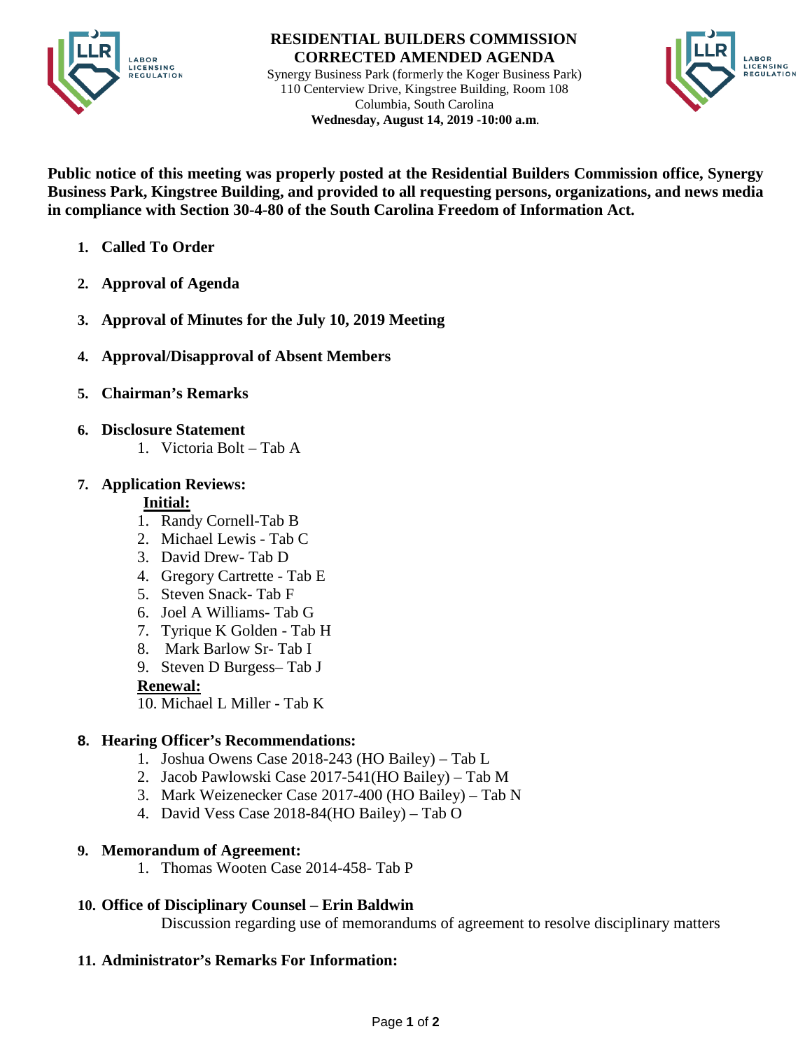# RESIDENTIAL BUILDERS COMMISSION
## CORRECTED AMENDED AGENDA

Synergy Business Park (formerly the Koger Business Park)
110 Centerview Drive, Kingstree Building, Room 108
Columbia, South Carolina
**Wednesday, August 14, 2019 -10:00 a.m.**

**Public notice of this meeting was properly posted at the Residential Builders Commission office, Synergy Business Park, Kingstree Building, and provided to all requesting persons, organizations, and news media in compliance with Section 30-4-80 of the South Carolina Freedom of Information Act.**

1. **Called To Order**

2. **Approval of Agenda**

3. **Approval of Minutes for the July 10, 2019 Meeting**

4. **Approval/Disapproval of Absent Members**

5. **Chairman's Remarks**

6. **Disclosure Statement**
   1. Victoria Bolt – Tab A

7. **Application Reviews:**

   **Initial:**
   1. Randy Cornell-Tab B
   2. Michael Lewis - Tab C
   3. David Drew- Tab D
   4. Gregory Cartrette - Tab E
   5. Steven Snack- Tab F
   6. Joel A Williams- Tab G
   7. Tyrique K Golden - Tab H
   8. Mark Barlow Sr- Tab I
   9. Steven D Burgess– Tab J

   **Renewal:**

   10. Michael L Miller - Tab K

8. **Hearing Officer's Recommendations:**
   1. Joshua Owens Case 2018-243 (HO Bailey) – Tab L
   2. Jacob Pawlowski Case 2017-541(HO Bailey) – Tab M
   3. Mark Weizenecker Case 2017-400 (HO Bailey) – Tab N
   4. David Vess Case 2018-84(HO Bailey) – Tab O

9. **Memorandum of Agreement:**
   1. Thomas Wooten Case 2014-458- Tab P

10. **Office of Disciplinary Counsel – Erin Baldwin**

    Discussion regarding use of memorandums of agreement to resolve disciplinary matters

11. **Administrator's Remarks For Information:**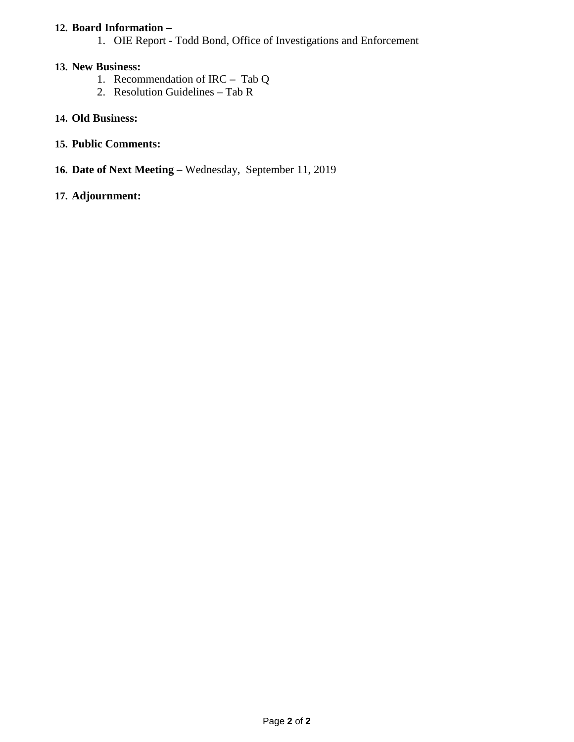12. **Board Information –**
    1. OIE Report - Todd Bond, Office of Investigations and Enforcement

13. **New Business:**
    1. Recommendation of IRC **–** Tab Q
    2. Resolution Guidelines – Tab R

14. **Old Business:**

15. **Public Comments:**

16. **Date of Next Meeting** – Wednesday, September 11, 2019

17. **Adjournment:**